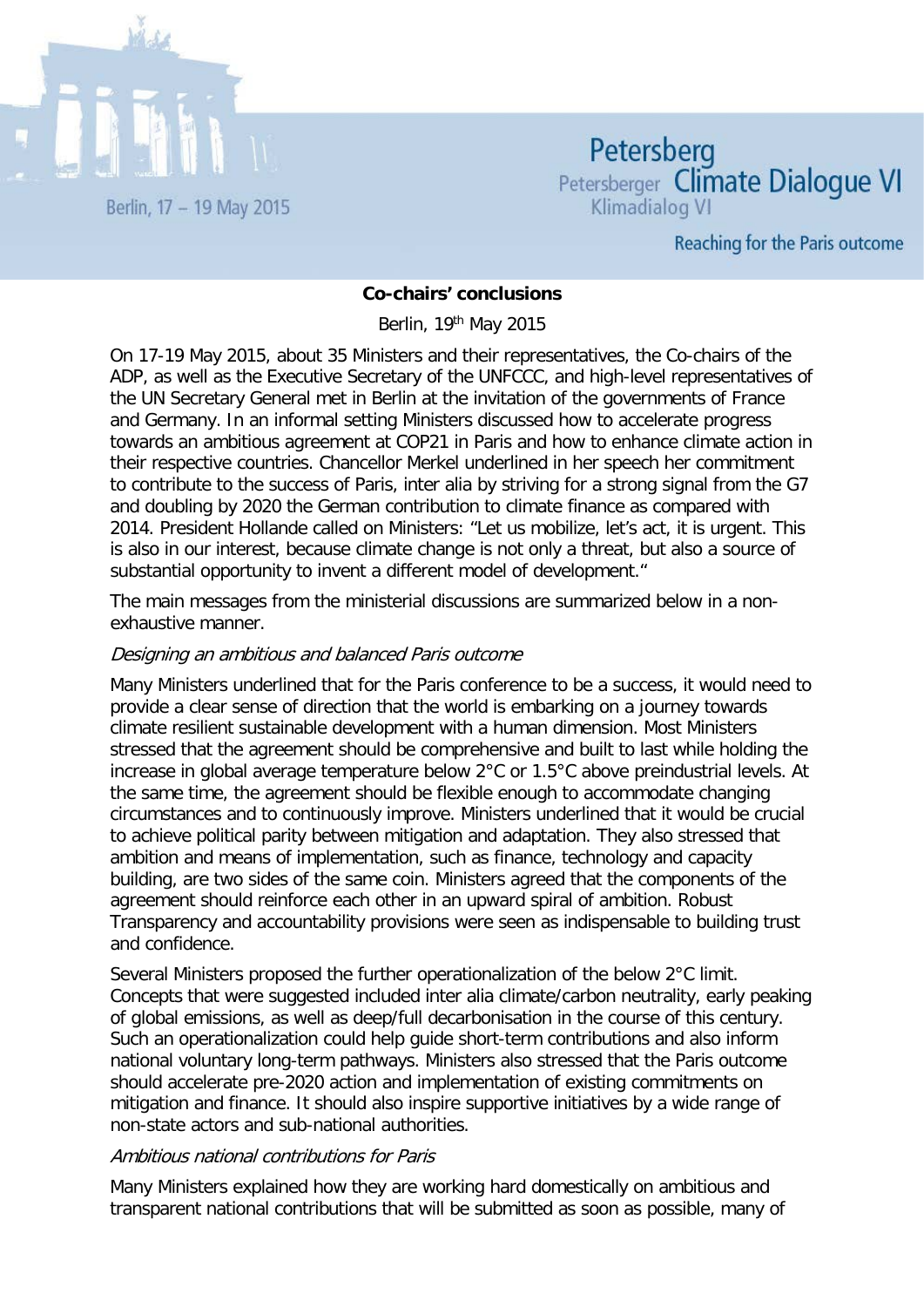Berlin, 17 – 19 May 2015

# Petersberg Climate Dialogue VI

Petersberger Klimadialog VI

Reaching for the Paris outcome

**Co-chairs' conclusions**

Berlin, 19th May 2015

On 17-19 May 2015, about 35 Ministers and their representatives, the Co-chairs of the ADP, as well as the Executive Secretary of the UNFCCC, and high-level representatives of the UN Secretary General met in Berlin at the invitation of the governments of France and Germany. In an informal setting Ministers discussed how to accelerate progress towards an ambitious agreement at COP21 in Paris and how to enhance climate action in their respective countries. Chancellor Merkel underlined in her speech her commitment to contribute to the success of Paris, inter alia by striving for a strong signal from the G7 and doubling by 2020 the German contribution to climate finance as compared with 2014. President Hollande called on Ministers: "Let us mobilize, let's act, it is urgent. This is also in our interest, because climate change is not only a threat, but also a source of substantial opportunity to invent a different model of development."

The main messages from the ministerial discussions are summarized below in a non-exhaustive manner.

*Designing an ambitious and balanced Paris outcome*

Many Ministers underlined that for the Paris conference to be a success, it would need to provide a clear sense of direction that the world is embarking on a journey towards climate resilient sustainable development with a human dimension. Most Ministers stressed that the agreement should be comprehensive and built to last while holding the increase in global average temperature below 2°C or 1.5°C above preindustrial levels. At the same time, the agreement should be flexible enough to accommodate changing circumstances and to continuously improve. Ministers underlined that it would be crucial to achieve political parity between mitigation and adaptation. They also stressed that ambition and means of implementation, such as finance, technology and capacity building, are two sides of the same coin. Ministers agreed that the components of the agreement should reinforce each other in an upward spiral of ambition. Robust Transparency and accountability provisions were seen as indispensable to building trust and confidence.

Several Ministers proposed the further operationalization of the below 2°C limit. Concepts that were suggested included inter alia climate/carbon neutrality, early peaking of global emissions, as well as deep/full decarbonisation in the course of this century. Such an operationalization could help guide short-term contributions and also inform national voluntary long-term pathways. Ministers also stressed that the Paris outcome should accelerate pre-2020 action and implementation of existing commitments on mitigation and finance. It should also inspire supportive initiatives by a wide range of non-state actors and sub-national authorities.

*Ambitious national contributions for Paris*

Many Ministers explained how they are working hard domestically on ambitious and transparent national contributions that will be submitted as soon as possible, many of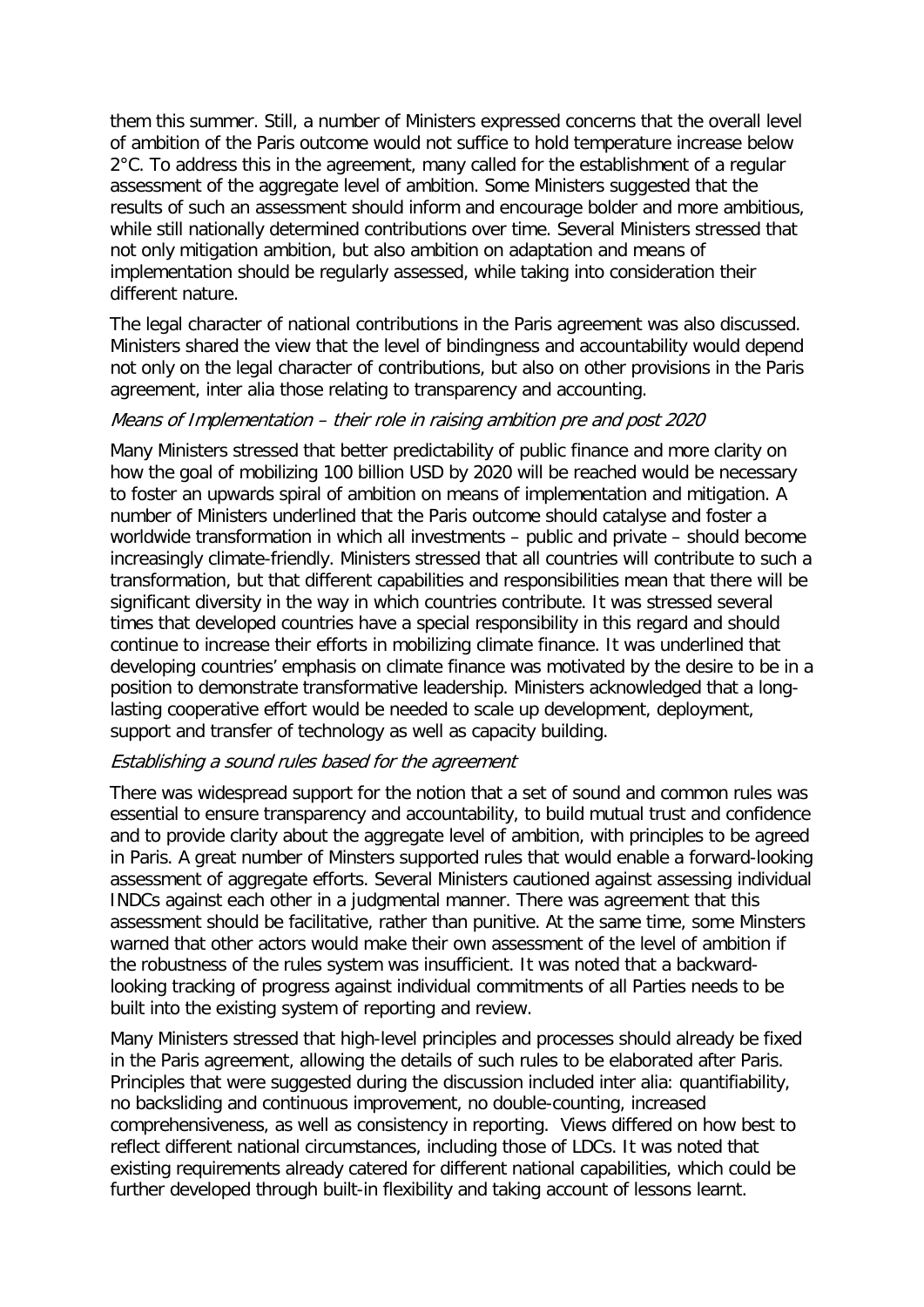them this summer. Still, a number of Ministers expressed concerns that the overall level of ambition of the Paris outcome would not suffice to hold temperature increase below 2°C. To address this in the agreement, many called for the establishment of a regular assessment of the aggregate level of ambition. Some Ministers suggested that the results of such an assessment should inform and encourage bolder and more ambitious, while still nationally determined contributions over time. Several Ministers stressed that not only mitigation ambition, but also ambition on adaptation and means of implementation should be regularly assessed, while taking into consideration their different nature.

The legal character of national contributions in the Paris agreement was also discussed. Ministers shared the view that the level of bindingness and accountability would depend not only on the legal character of contributions, but also on other provisions in the Paris agreement, inter alia those relating to transparency and accounting.

*Means of Implementation – their role in raising ambition pre and post 2020*

Many Ministers stressed that better predictability of public finance and more clarity on how the goal of mobilizing 100 billion USD by 2020 will be reached would be necessary to foster an upwards spiral of ambition on means of implementation and mitigation. A number of Ministers underlined that the Paris outcome should catalyse and foster a worldwide transformation in which all investments – public and private – should become increasingly climate-friendly. Ministers stressed that all countries will contribute to such a transformation, but that different capabilities and responsibilities mean that there will be significant diversity in the way in which countries contribute. It was stressed several times that developed countries have a special responsibility in this regard and should continue to increase their efforts in mobilizing climate finance. It was underlined that developing countries' emphasis on climate finance was motivated by the desire to be in a position to demonstrate transformative leadership. Ministers acknowledged that a long-lasting cooperative effort would be needed to scale up development, deployment, support and transfer of technology as well as capacity building.

*Establishing a sound rules based for the agreement*

There was widespread support for the notion that a set of sound and common rules was essential to ensure transparency and accountability, to build mutual trust and confidence and to provide clarity about the aggregate level of ambition, with principles to be agreed in Paris. A great number of Minsters supported rules that would enable a forward-looking assessment of aggregate efforts. Several Ministers cautioned against assessing individual INDCs against each other in a judgmental manner. There was agreement that this assessment should be facilitative, rather than punitive. At the same time, some Minsters warned that other actors would make their own assessment of the level of ambition if the robustness of the rules system was insufficient. It was noted that a backward-looking tracking of progress against individual commitments of all Parties needs to be built into the existing system of reporting and review.

Many Ministers stressed that high-level principles and processes should already be fixed in the Paris agreement, allowing the details of such rules to be elaborated after Paris. Principles that were suggested during the discussion included inter alia: quantifiability, no backsliding and continuous improvement, no double-counting, increased comprehensiveness, as well as consistency in reporting. Views differed on how best to reflect different national circumstances, including those of LDCs. It was noted that existing requirements already catered for different national capabilities, which could be further developed through built-in flexibility and taking account of lessons learnt.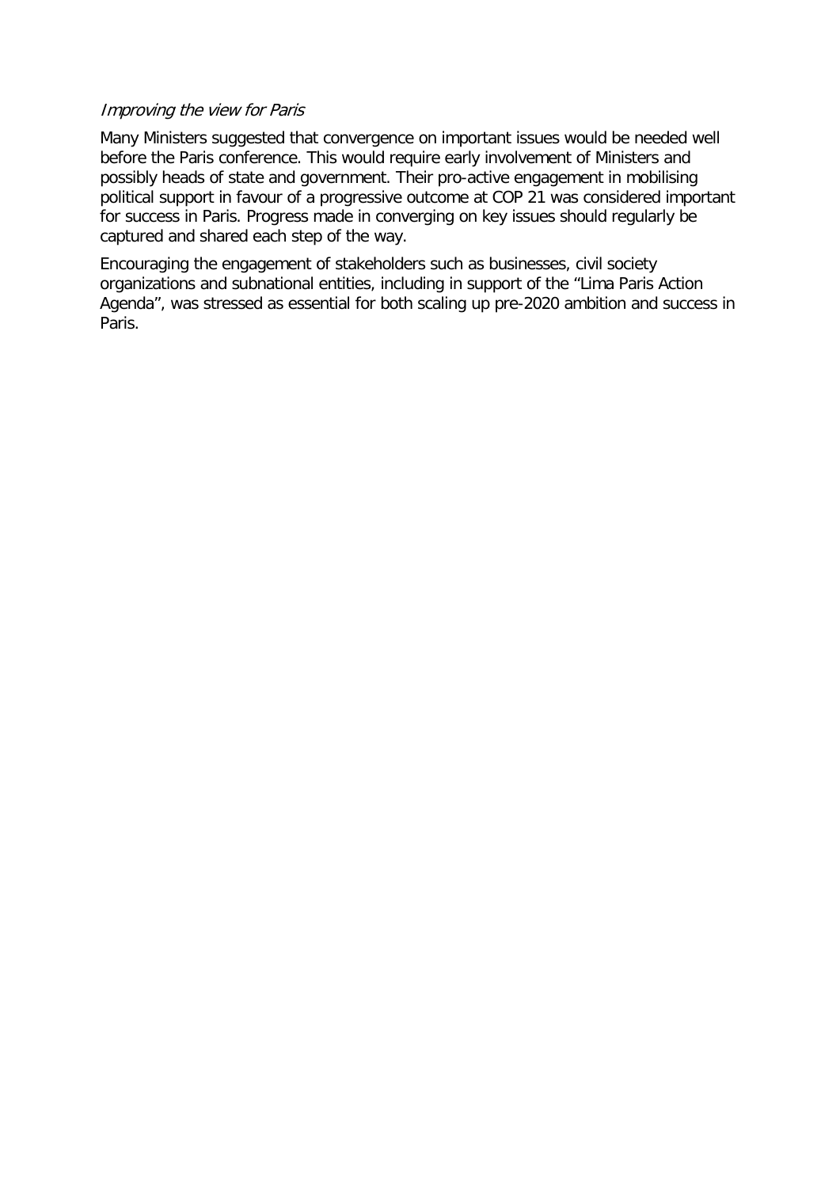*Improving the view for Paris*

Many Ministers suggested that convergence on important issues would be needed well before the Paris conference. This would require early involvement of Ministers and possibly heads of state and government. Their pro-active engagement in mobilising political support in favour of a progressive outcome at COP 21 was considered important for success in Paris. Progress made in converging on key issues should regularly be captured and shared each step of the way.

Encouraging the engagement of stakeholders such as businesses, civil society organizations and subnational entities, including in support of the "Lima Paris Action Agenda", was stressed as essential for both scaling up pre-2020 ambition and success in Paris.